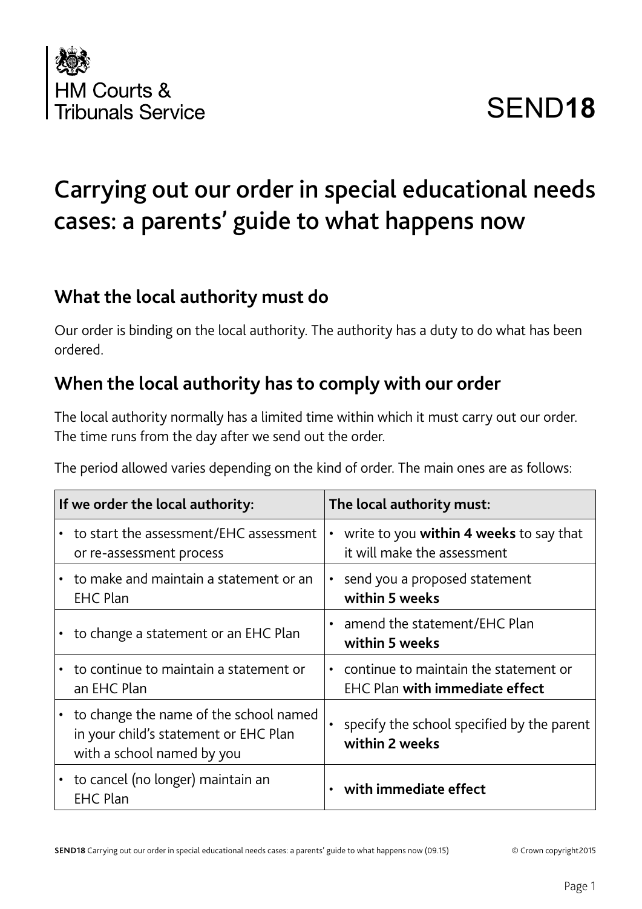HM Courts & Tribunals Service

SEND**18**

# Carrying out our order in special educational needs cases: a parents' guide to what happens now

## What the local authority must do

Our order is binding on the local authority. The authority has a duty to do what has been ordered.

## When the local authority has to comply with our order

The local authority normally has a limited time within which it must carry out our order. The time runs from the day after we send out the order.

The period allowed varies depending on the kind of order. The main ones are as follows:

| If we order the local authority: | The local authority must: |
|---|---|
| • to start the assessment/EHC assessment or re-assessment process | • write to you **within 4 weeks** to say that it will make the assessment |
| • to make and maintain a statement or an EHC Plan | • send you a proposed statement **within 5 weeks** |
| • to change a statement or an EHC Plan | • amend the statement/EHC Plan **within 5 weeks** |
| • to continue to maintain a statement or an EHC Plan | • continue to maintain the statement or EHC Plan **with immediate effect** |
| • to change the name of the school named in your child's statement or EHC Plan with a school named by you | • specify the school specified by the parent **within 2 weeks** |
| • to cancel (no longer) maintain an EHC Plan | • **with immediate effect** |

**SEND18** Carrying out our order in special educational needs cases: a parents' guide to what happens now (09.15) © Crown copyright2015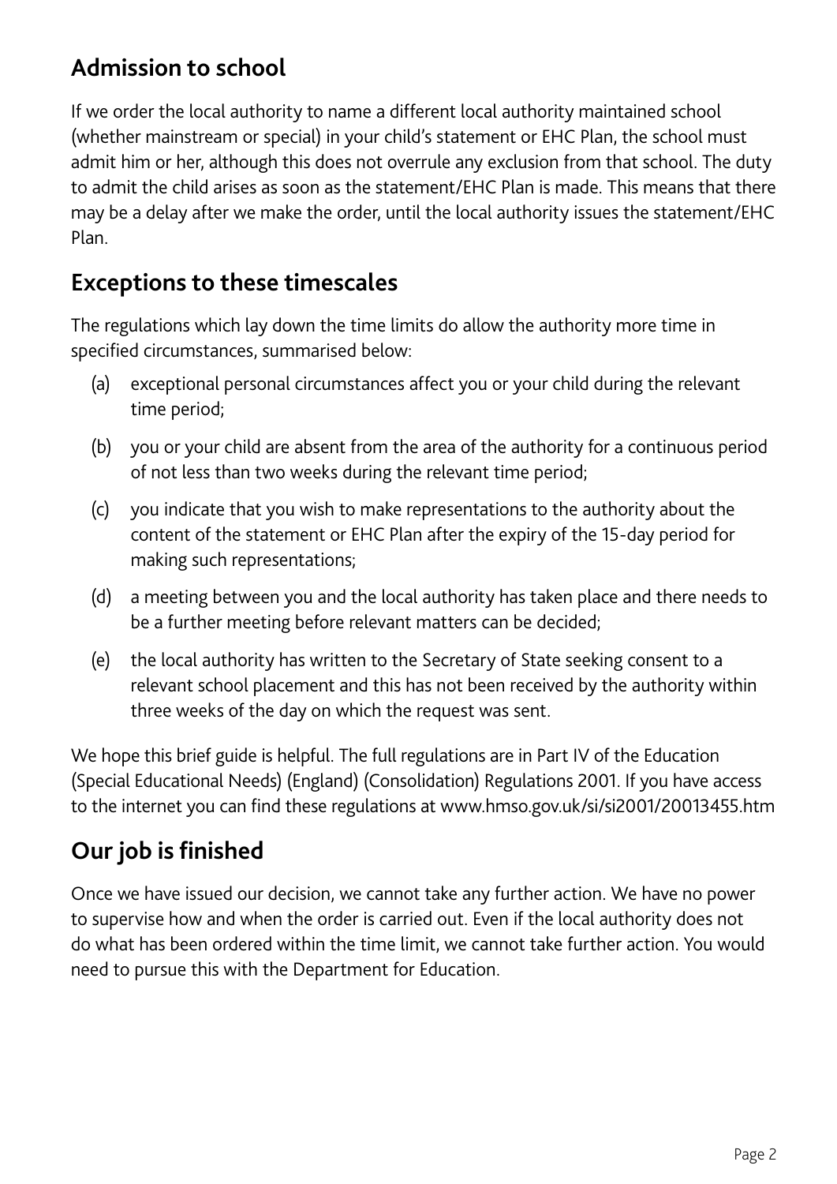## Admission to school

If we order the local authority to name a different local authority maintained school (whether mainstream or special) in your child's statement or EHC Plan, the school must admit him or her, although this does not overrule any exclusion from that school. The duty to admit the child arises as soon as the statement/EHC Plan is made. This means that there may be a delay after we make the order, until the local authority issues the statement/EHC Plan.

## Exceptions to these timescales

The regulations which lay down the time limits do allow the authority more time in specified circumstances, summarised below:

(a) exceptional personal circumstances affect you or your child during the relevant time period;

(b) you or your child are absent from the area of the authority for a continuous period of not less than two weeks during the relevant time period;

(c) you indicate that you wish to make representations to the authority about the content of the statement or EHC Plan after the expiry of the 15-day period for making such representations;

(d) a meeting between you and the local authority has taken place and there needs to be a further meeting before relevant matters can be decided;

(e) the local authority has written to the Secretary of State seeking consent to a relevant school placement and this has not been received by the authority within three weeks of the day on which the request was sent.

We hope this brief guide is helpful. The full regulations are in Part IV of the Education (Special Educational Needs) (England) (Consolidation) Regulations 2001. If you have access to the internet you can find these regulations at www.hmso.gov.uk/si/si2001/20013455.htm

## Our job is finished

Once we have issued our decision, we cannot take any further action. We have no power to supervise how and when the order is carried out. Even if the local authority does not do what has been ordered within the time limit, we cannot take further action. You would need to pursue this with the Department for Education.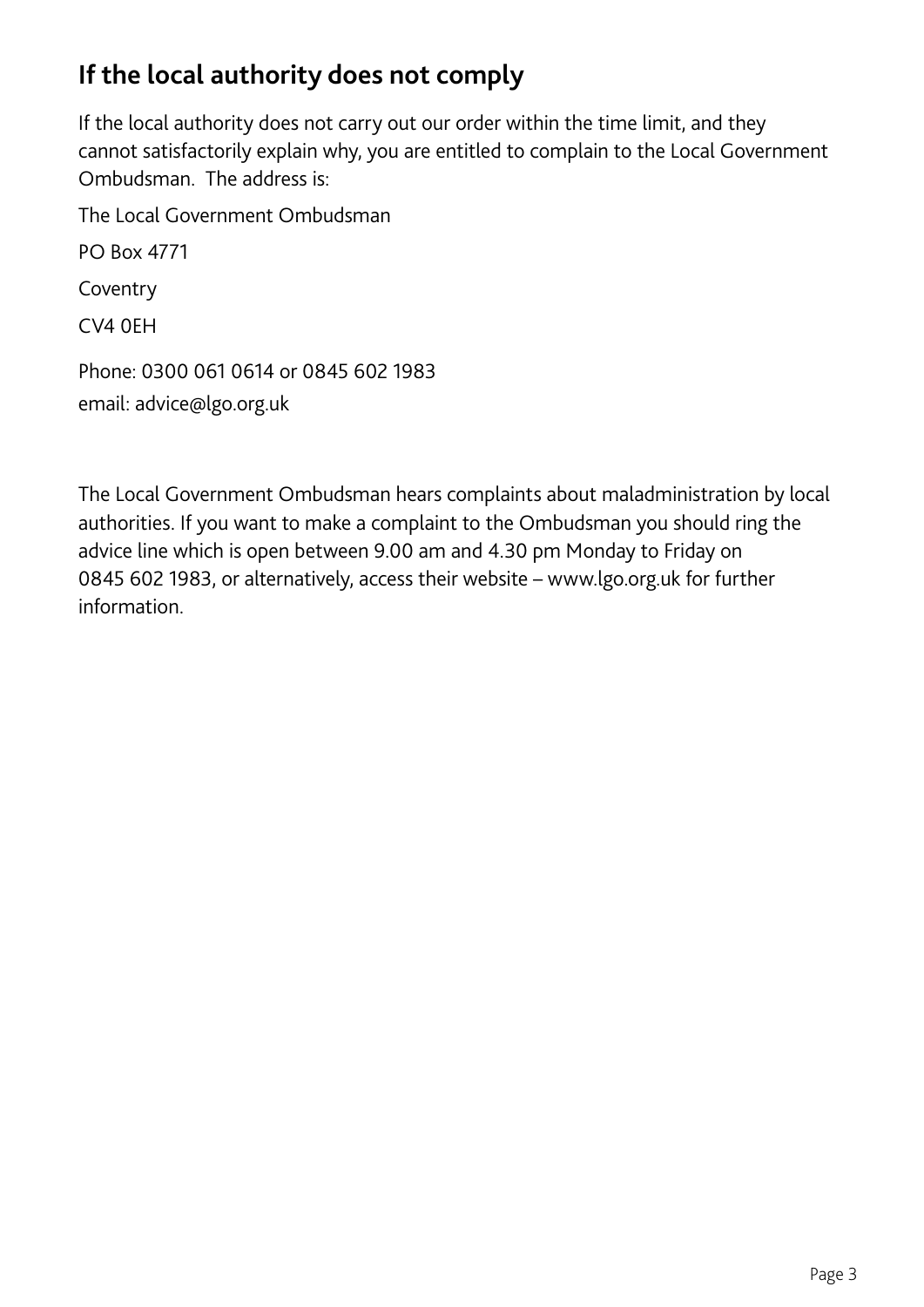## If the local authority does not comply

If the local authority does not carry out our order within the time limit, and they cannot satisfactorily explain why, you are entitled to complain to the Local Government Ombudsman. The address is:

The Local Government Ombudsman

PO Box 4771

Coventry

CV4 0EH

Phone: 0300 061 0614 or 0845 602 1983
email: advice@lgo.org.uk

The Local Government Ombudsman hears complaints about maladministration by local authorities. If you want to make a complaint to the Ombudsman you should ring the advice line which is open between 9.00 am and 4.30 pm Monday to Friday on 0845 602 1983, or alternatively, access their website – www.lgo.org.uk for further information.